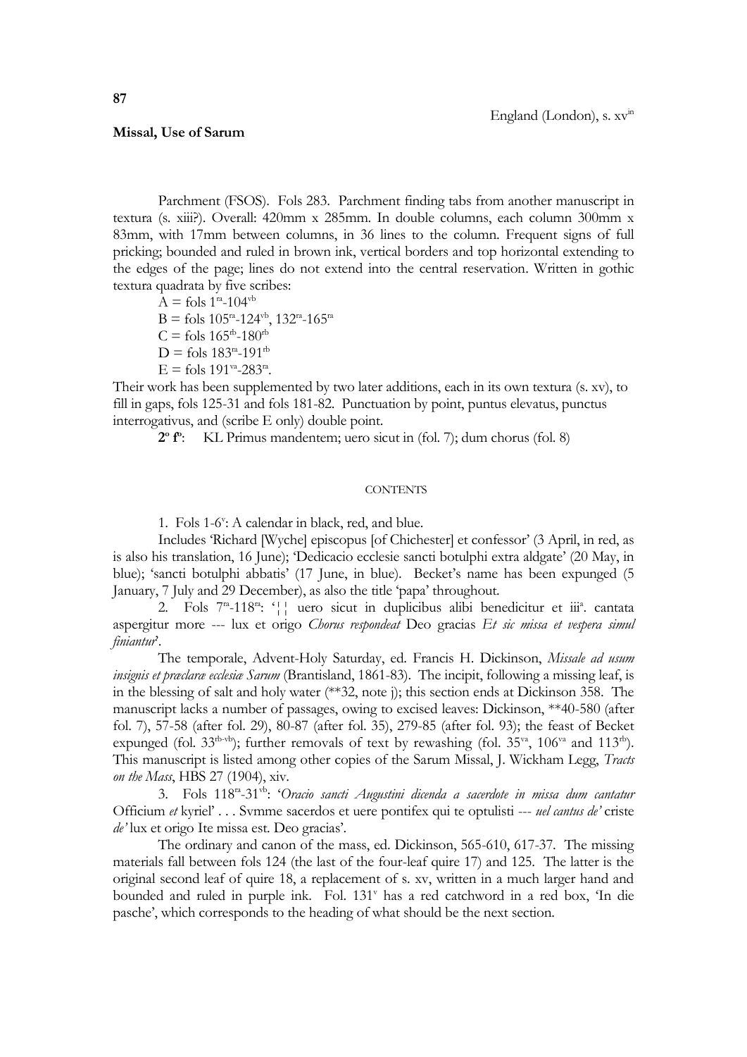**87**

England (London), s. xv[in]

**Missal, Use of Sarum**

Parchment (FSOS). Fols 283. Parchment finding tabs from another manuscript in textura (s. xiii?). Overall: 420mm x 285mm. In double columns, each column 300mm x 83mm, with 17mm between columns, in 36 lines to the column. Frequent signs of full pricking; bounded and ruled in brown ink, vertical borders and top horizontal extending to the edges of the page; lines do not extend into the central reservation. Written in gothic textura quadrata by five scribes:

A = fols 1[ra]-104[vb]
B = fols 105[ra]-124[vb], 132[ra]-165[ra]
C = fols 165[rb]-180[rb]
D = fols 183[ra]-191[rb]
E = fols 191[va]-283[ra].

Their work has been supplemented by two later additions, each in its own textura (s. xv), to fill in gaps, fols 125-31 and fols 181-82. Punctuation by point, puntus elevatus, punctus interrogativus, and (scribe E only) double point.

**2º fº**: KL Primus mandentem; uero sicut in (fol. 7); dum chorus (fol. 8)

CONTENTS

1. Fols 1-6[v]: A calendar in black, red, and blue.

Includes 'Richard [Wyche] episcopus [of Chichester] et confessor' (3 April, in red, as is also his translation, 16 June); 'Dedicacio ecclesie sancti botulphi extra aldgate' (20 May, in blue); 'sancti botulphi abbatis' (17 June, in blue). Becket's name has been expunged (5 January, 7 July and 29 December), as also the title 'papa' throughout.

2. Fols 7[ra]-118[ra]: '¦¦ uero sicut in duplicibus alibi benedicitur et iii[a]. cantata aspergitur more --- lux et origo *Chorus respondeat* Deo gracias *Et sic missa et vespera simul finiantur*'.

The temporale, Advent-Holy Saturday, ed. Francis H. Dickinson, *Missale ad usum insignis et præclaræ ecclesiæ Sarum* (Brantisland, 1861-83). The incipit, following a missing leaf, is in the blessing of salt and holy water (**32, note j); this section ends at Dickinson 358. The manuscript lacks a number of passages, owing to excised leaves: Dickinson, **40-580 (after fol. 7), 57-58 (after fol. 29), 80-87 (after fol. 35), 279-85 (after fol. 93); the feast of Becket expunged (fol. 33[rb-vb]); further removals of text by rewashing (fol. 35[va], 106[va] and 113[rb]). This manuscript is listed among other copies of the Sarum Missal, J. Wickham Legg, *Tracts on the Mass*, HBS 27 (1904), xiv.

3. Fols 118[ra]-31[vb]: '*Oracio sancti Augustini dicenda a sacerdote in missa dum cantatur* Officium *et* kyriel' . . . Svmme sacerdos et uere pontifex qui te optulisti --- *uel cantus de'* criste *de'* lux et origo Ite missa est. Deo gracias'.

The ordinary and canon of the mass, ed. Dickinson, 565-610, 617-37. The missing materials fall between fols 124 (the last of the four-leaf quire 17) and 125. The latter is the original second leaf of quire 18, a replacement of s. xv, written in a much larger hand and bounded and ruled in purple ink. Fol. 131[v] has a red catchword in a red box, 'In die pasche', which corresponds to the heading of what should be the next section.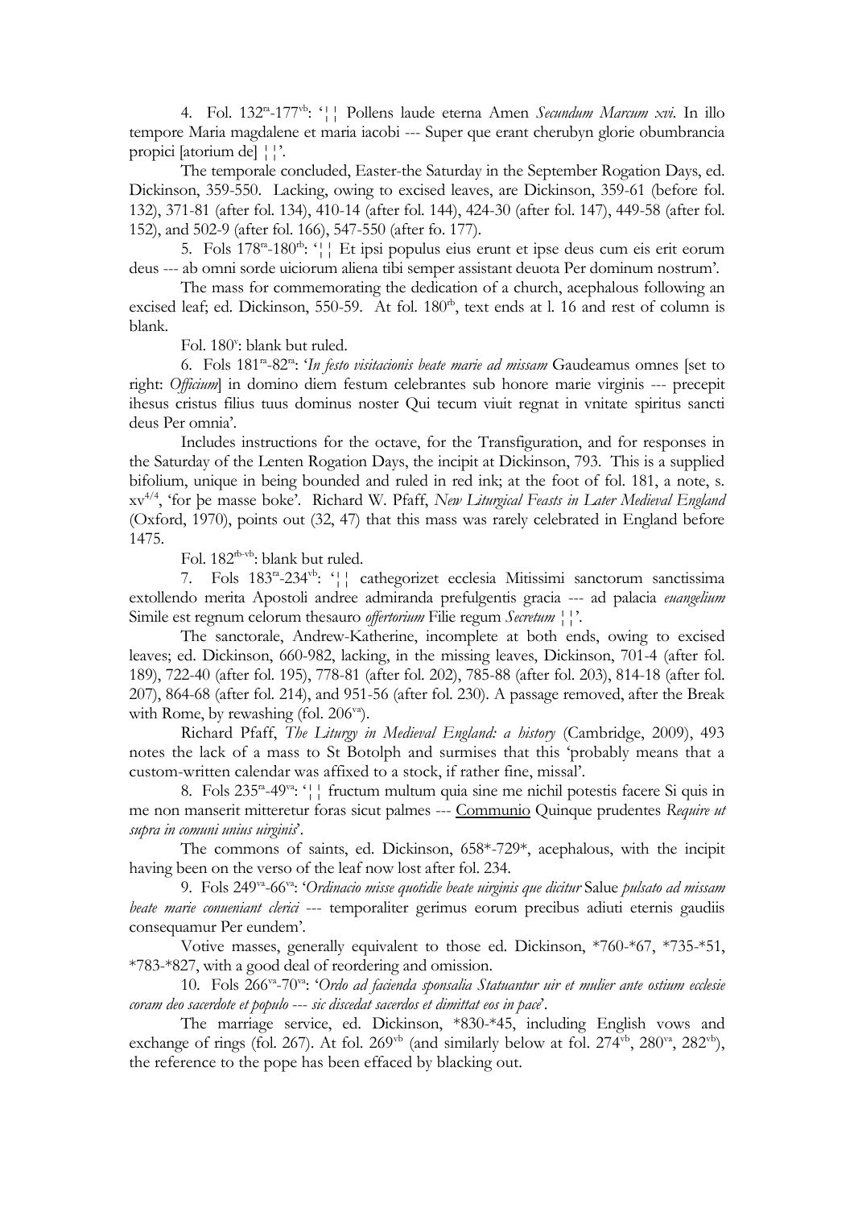4. Fol. 132ra-177vb: '¦¦ Pollens laude eterna Amen *Secundum Marcum xvi*. In illo tempore Maria magdalene et maria iacobi --- Super que erant cherubyn glorie obumbrancia propici [atorium de] ¦¦'.

The temporale concluded, Easter-the Saturday in the September Rogation Days, ed. Dickinson, 359-550. Lacking, owing to excised leaves, are Dickinson, 359-61 (before fol. 132), 371-81 (after fol. 134), 410-14 (after fol. 144), 424-30 (after fol. 147), 449-58 (after fol. 152), and 502-9 (after fol. 166), 547-550 (after fo. 177).

5. Fols 178ra-180rb: '¦¦ Et ipsi populus eius erunt et ipse deus cum eis erit eorum deus --- ab omni sorde uiciorum aliena tibi semper assistant deuota Per dominum nostrum'.

The mass for commemorating the dedication of a church, acephalous following an excised leaf; ed. Dickinson, 550-59. At fol. 180rb, text ends at l. 16 and rest of column is blank.

Fol. 180v: blank but ruled.

6. Fols 181ra-82ra: '*In festo visitacionis beate marie ad missam* Gaudeamus omnes [set to right: *Officium*] in domino diem festum celebrantes sub honore marie virginis --- precepit ihesus cristus filius tuus dominus noster Qui tecum viuit regnat in vnitate spiritus sancti deus Per omnia'.

Includes instructions for the octave, for the Transfiguration, and for responses in the Saturday of the Lenten Rogation Days, the incipit at Dickinson, 793. This is a supplied bifolium, unique in being bounded and ruled in red ink; at the foot of fol. 181, a note, s. xv4/4, 'for þe masse boke'. Richard W. Pfaff, *New Liturgical Feasts in Later Medieval England* (Oxford, 1970), points out (32, 47) that this mass was rarely celebrated in England before 1475.

Fol. 182rb-vb: blank but ruled.

7. Fols 183ra-234vb: '¦¦ cathegorizet ecclesia Mitissimi sanctorum sanctissima extollendo merita Apostoli andree admiranda prefulgentis gracia --- ad palacia *euangelium* Simile est regnum celorum thesauro *offertorium* Filie regum *Secretum* ¦¦'.

The sanctorale, Andrew-Katherine, incomplete at both ends, owing to excised leaves; ed. Dickinson, 660-982, lacking, in the missing leaves, Dickinson, 701-4 (after fol. 189), 722-40 (after fol. 195), 778-81 (after fol. 202), 785-88 (after fol. 203), 814-18 (after fol. 207), 864-68 (after fol. 214), and 951-56 (after fol. 230). A passage removed, after the Break with Rome, by rewashing (fol. 206va).

Richard Pfaff, *The Liturgy in Medieval England: a history* (Cambridge, 2009), 493 notes the lack of a mass to St Botolph and surmises that this 'probably means that a custom-written calendar was affixed to a stock, if rather fine, missal'.

8. Fols 235ra-49va: '¦¦ fructum multum quia sine me nichil potestis facere Si quis in me non manserit mitteretur foras sicut palmes --- Communio Quinque prudentes *Require ut supra in comuni unius uirginis*'.

The commons of saints, ed. Dickinson, 658*-729*, acephalous, with the incipit having been on the verso of the leaf now lost after fol. 234.

9. Fols 249va-66va: '*Ordinacio misse quotidie beate uirginis que dicitur* Salue *pulsato ad missam beate marie conueniant clerici* --- temporaliter gerimus eorum precibus adiuti eternis gaudiis consequamur Per eundem'.

Votive masses, generally equivalent to those ed. Dickinson, *760-*67, *735-*51, *783-*827, with a good deal of reordering and omission.

10. Fols 266va-70va: '*Ordo ad facienda sponsalia Statuantur uir et mulier ante ostium ecclesie coram deo sacerdote et populo --- sic discedat sacerdos et dimittat eos in pace*'.

The marriage service, ed. Dickinson, *830-*45, including English vows and exchange of rings (fol. 267). At fol. 269vb (and similarly below at fol. 274vb, 280va, 282vb), the reference to the pope has been effaced by blacking out.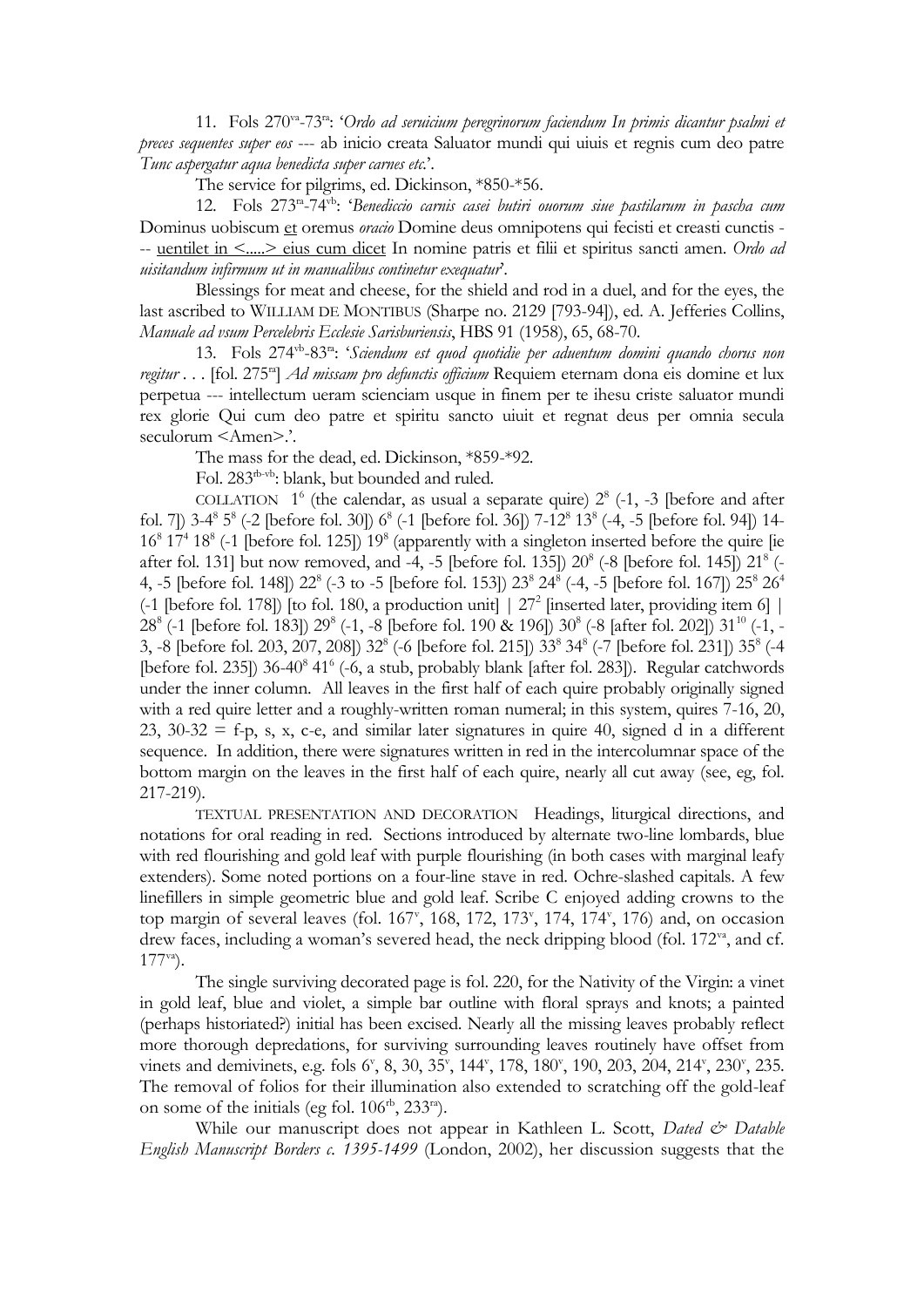11. Fols 270[va]-73[ra]: '*Ordo ad seruicium peregrinorum faciendum In primis dicantur psalmi et preces sequentes super eos* --- ab inicio creata Saluator mundi qui uiuis et regnis cum deo patre *Tunc aspergatur aqua benedicta super carnes etc.*'.

The service for pilgrims, ed. Dickinson, *850-*56.

12. Fols 273[ra]-74[vb]: '*Benediccio carnis casei butiri ouorum siue pastilarum in pascha cum* Dominus uobiscum et oremus *oracio* Domine deus omnipotens qui fecisti et creasti cunctis --- uentilet in <.....> eius cum dicet In nomine patris et filii et spiritus sancti amen. *Ordo ad uisitandum infirmum ut in manualibus continetur exequatur*'.

Blessings for meat and cheese, for the shield and rod in a duel, and for the eyes, the last ascribed to WILLIAM DE MONTIBUS (Sharpe no. 2129 [793-94]), ed. A. Jefferies Collins, *Manuale ad vsum Percelebris Ecclesie Sarisburiensis*, HBS 91 (1958), 65, 68-70.

13. Fols 274[vb]-83[ra]: '*Sciendum est quod quotidie per aduentum domini quando chorus non regitur* . . . [fol. 275[ra]] *Ad missam pro defunctis officium* Requiem eternam dona eis domine et lux perpetua --- intellectum ueram scienciam usque in finem per te ihesu criste saluator mundi rex glorie Qui cum deo patre et spiritu sancto uiuit et regnat deus per omnia secula seculorum <Amen>.'.

The mass for the dead, ed. Dickinson, *859-*92.

Fol. 283[rb-vb]: blank, but bounded and ruled.

COLLATION $1^6$ (the calendar, as usual a separate quire) $2^8$ (-1, -3 [before and after fol. 7]) 3-$4^8$ $5^8$ (-2 [before fol. 30]) $6^8$ (-1 [before fol. 36]) 7-$12^8$ $13^8$ (-4, -5 [before fol. 94]) 14-$16^8$ $17^4$ $18^8$ (-1 [before fol. 125]) $19^8$ (apparently with a singleton inserted before the quire [ie after fol. 131] but now removed, and -4, -5 [before fol. 135]) $20^8$ (-8 [before fol. 145]) $21^8$ (-4, -5 [before fol. 148]) $22^8$ (-3 to -5 [before fol. 153]) $23^8$ $24^8$ (-4, -5 [before fol. 167]) $25^8$ $26^4$ (-1 [before fol. 178]) [to fol. 180, a production unit] | $27^2$ [inserted later, providing item 6] | $28^8$ (-1 [before fol. 183]) $29^8$ (-1, -8 [before fol. 190 & 196]) $30^8$ (-8 [after fol. 202]) $31^{10}$ (-1, -3, -8 [before fol. 203, 207, 208]) $32^8$ (-6 [before fol. 215]) $33^8$ $34^8$ (-7 [before fol. 231]) $35^8$ (-4 [before fol. 235]) 36-$40^8$ $41^6$ (-6, a stub, probably blank [after fol. 283]). Regular catchwords under the inner column. All leaves in the first half of each quire probably originally signed with a red quire letter and a roughly-written roman numeral; in this system, quires 7-16, 20, 23, 30-32 = f-p, s, x, c-e, and similar later signatures in quire 40, signed d in a different sequence. In addition, there were signatures written in red in the intercolumnar space of the bottom margin on the leaves in the first half of each quire, nearly all cut away (see, eg, fol. 217-219).

TEXTUAL PRESENTATION AND DECORATION Headings, liturgical directions, and notations for oral reading in red. Sections introduced by alternate two-line lombards, blue with red flourishing and gold leaf with purple flourishing (in both cases with marginal leafy extenders). Some noted portions on a four-line stave in red. Ochre-slashed capitals. A few linefillers in simple geometric blue and gold leaf. Scribe C enjoyed adding crowns to the top margin of several leaves (fol. 167[v], 168, 172, 173[v], 174, 174[v], 176) and, on occasion drew faces, including a woman's severed head, the neck dripping blood (fol. 172[va], and cf. 177[va]).

The single surviving decorated page is fol. 220, for the Nativity of the Virgin: a vinet in gold leaf, blue and violet, a simple bar outline with floral sprays and knots; a painted (perhaps historiated?) initial has been excised. Nearly all the missing leaves probably reflect more thorough depredations, for surviving surrounding leaves routinely have offset from vinets and demivinets, e.g. fols 6[v], 8, 30, 35[v], 144[v], 178, 180[v], 190, 203, 204, 214[v], 230[v], 235. The removal of folios for their illumination also extended to scratching off the gold-leaf on some of the initials (eg fol. 106[rb], 233[ra]).

While our manuscript does not appear in Kathleen L. Scott, *Dated & Datable English Manuscript Borders c. 1395-1499* (London, 2002), her discussion suggests that the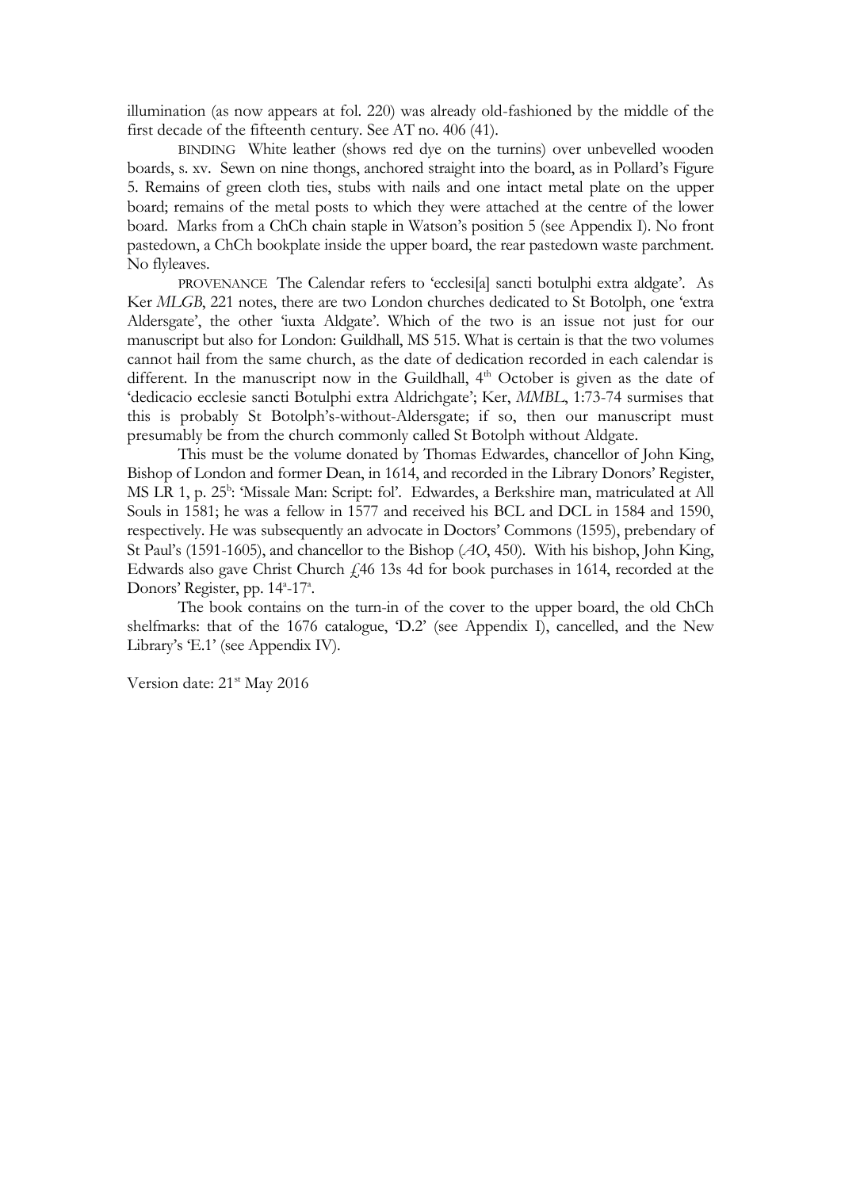illumination (as now appears at fol. 220) was already old-fashioned by the middle of the first decade of the fifteenth century. See AT no. 406 (41).

BINDING White leather (shows red dye on the turnins) over unbevelled wooden boards, s. xv. Sewn on nine thongs, anchored straight into the board, as in Pollard's Figure 5. Remains of green cloth ties, stubs with nails and one intact metal plate on the upper board; remains of the metal posts to which they were attached at the centre of the lower board. Marks from a ChCh chain staple in Watson's position 5 (see Appendix I). No front pastedown, a ChCh bookplate inside the upper board, the rear pastedown waste parchment. No flyleaves.

PROVENANCE The Calendar refers to 'ecclesi[a] sancti botulphi extra aldgate'. As Ker *MLGB*, 221 notes, there are two London churches dedicated to St Botolph, one 'extra Aldersgate', the other 'iuxta Aldgate'. Which of the two is an issue not just for our manuscript but also for London: Guildhall, MS 515. What is certain is that the two volumes cannot hail from the same church, as the date of dedication recorded in each calendar is different. In the manuscript now in the Guildhall, 4th October is given as the date of 'dedicacio ecclesie sancti Botulphi extra Aldrichgate'; Ker, *MMBL*, 1:73-74 surmises that this is probably St Botolph's-without-Aldersgate; if so, then our manuscript must presumably be from the church commonly called St Botolph without Aldgate.

This must be the volume donated by Thomas Edwardes, chancellor of John King, Bishop of London and former Dean, in 1614, and recorded in the Library Donors' Register, MS LR 1, p. 25b: 'Missale Man: Script: fol'. Edwardes, a Berkshire man, matriculated at All Souls in 1581; he was a fellow in 1577 and received his BCL and DCL in 1584 and 1590, respectively. He was subsequently an advocate in Doctors' Commons (1595), prebendary of St Paul's (1591-1605), and chancellor to the Bishop (*AO*, 450). With his bishop, John King, Edwards also gave Christ Church £46 13s 4d for book purchases in 1614, recorded at the Donors' Register, pp. 14a-17a.

The book contains on the turn-in of the cover to the upper board, the old ChCh shelfmarks: that of the 1676 catalogue, 'D.2' (see Appendix I), cancelled, and the New Library's 'E.1' (see Appendix IV).

Version date: 21st May 2016